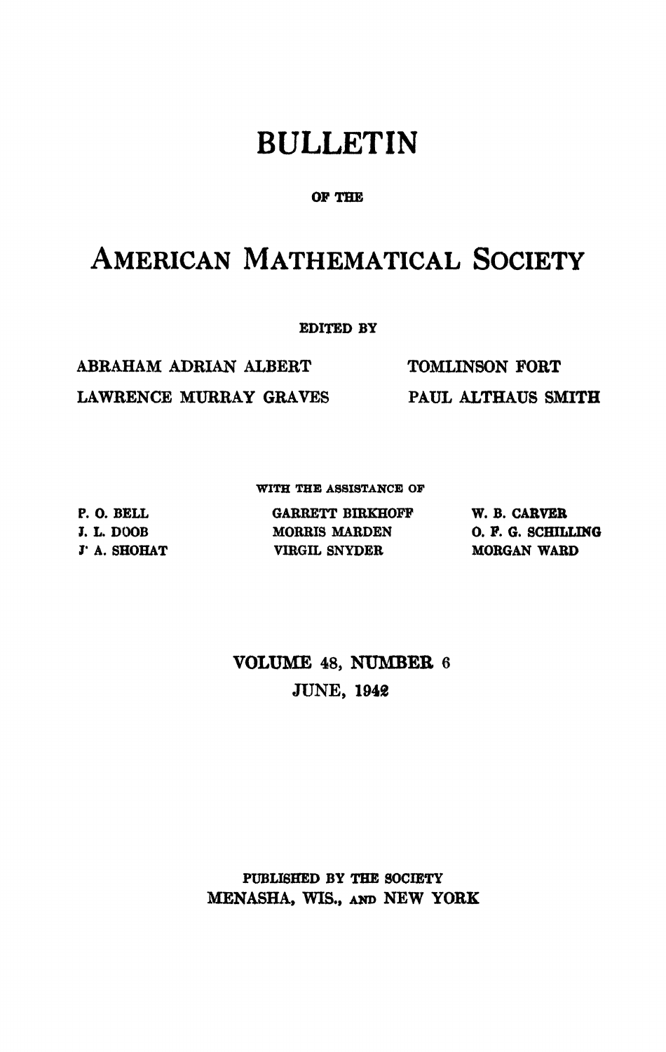# BULLETIN

OF THE

# AMERICAN MATHEMATICAL SOCIETY

EDITED BY

ABRAHAM ADRIAN ALBERT
LAWRENCE MURRAY GRAVES
TOMLINSON FORT
PAUL ALTHAUS SMITH

WITH THE ASSISTANCE OF

P. O. BELL
J. L. DOOB
J. A. SHOHAT
GARRETT BIRKHOFF
MORRIS MARDEN
VIRGIL SNYDER
W. B. CARVER
O. F. G. SCHILLING
MORGAN WARD

VOLUME 48, NUMBER 6
JUNE, 1942

PUBLISHED BY THE SOCIETY
MENASHA, WIS., AND NEW YORK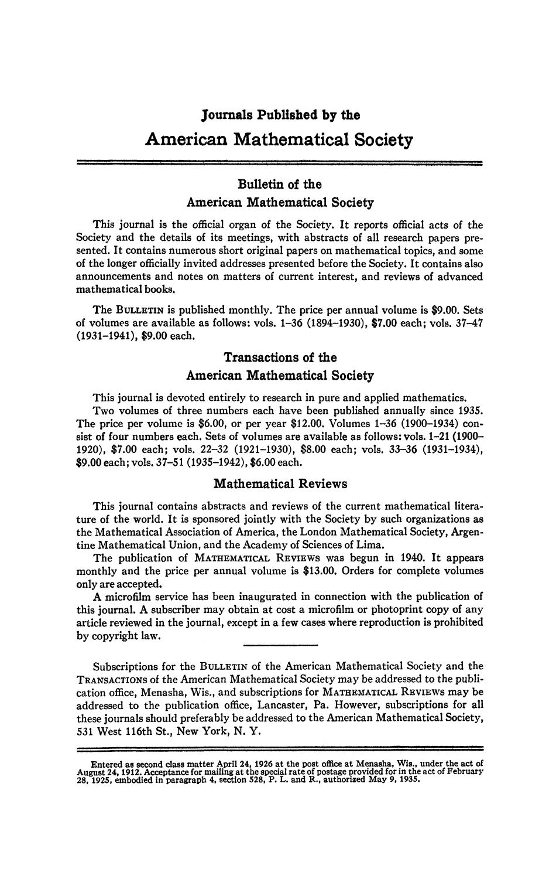# Journals Published by the
# American Mathematical Society

## Bulletin of the American Mathematical Society

This journal is the official organ of the Society. It reports official acts of the Society and the details of its meetings, with abstracts of all research papers presented. It contains numerous short original papers on mathematical topics, and some of the longer officially invited addresses presented before the Society. It contains also announcements and notes on matters of current interest, and reviews of advanced mathematical books.

The BULLETIN is published monthly. The price per annual volume is $9.00. Sets of volumes are available as follows: vols. 1–36 (1894–1930), $7.00 each; vols. 37–47 (1931–1941), $9.00 each.

## Transactions of the American Mathematical Society

This journal is devoted entirely to research in pure and applied mathematics.

Two volumes of three numbers each have been published annually since 1935. The price per volume is $6.00, or per year $12.00. Volumes 1–36 (1900–1934) consist of four numbers each. Sets of volumes are available as follows: vols. 1–21 (1900–1920), $7.00 each; vols. 22–32 (1921–1930), $8.00 each; vols. 33–36 (1931–1934), $9.00 each; vols. 37–51 (1935–1942), $6.00 each.

## Mathematical Reviews

This journal contains abstracts and reviews of the current mathematical literature of the world. It is sponsored jointly with the Society by such organizations as the Mathematical Association of America, the London Mathematical Society, Argentine Mathematical Union, and the Academy of Sciences of Lima.

The publication of MATHEMATICAL REVIEWS was begun in 1940. It appears monthly and the price per annual volume is $13.00. Orders for complete volumes only are accepted.

A microfilm service has been inaugurated in connection with the publication of this journal. A subscriber may obtain at cost a microfilm or photoprint copy of any article reviewed in the journal, except in a few cases where reproduction is prohibited by copyright law.

---

Subscriptions for the BULLETIN of the American Mathematical Society and the TRANSACTIONS of the American Mathematical Society may be addressed to the publication office, Menasha, Wis., and subscriptions for MATHEMATICAL REVIEWS may be addressed to the publication office, Lancaster, Pa. However, subscriptions for all these journals should preferably be addressed to the American Mathematical Society, 531 West 116th St., New York, N. Y.

---

Entered as second class matter April 24, 1926 at the post office at Menasha, Wis., under the act of August 24, 1912. Acceptance for mailing at the special rate of postage provided for in the act of February 28, 1925, embodied in paragraph 4, section 528, P. L. and R., authorized May 9, 1935.